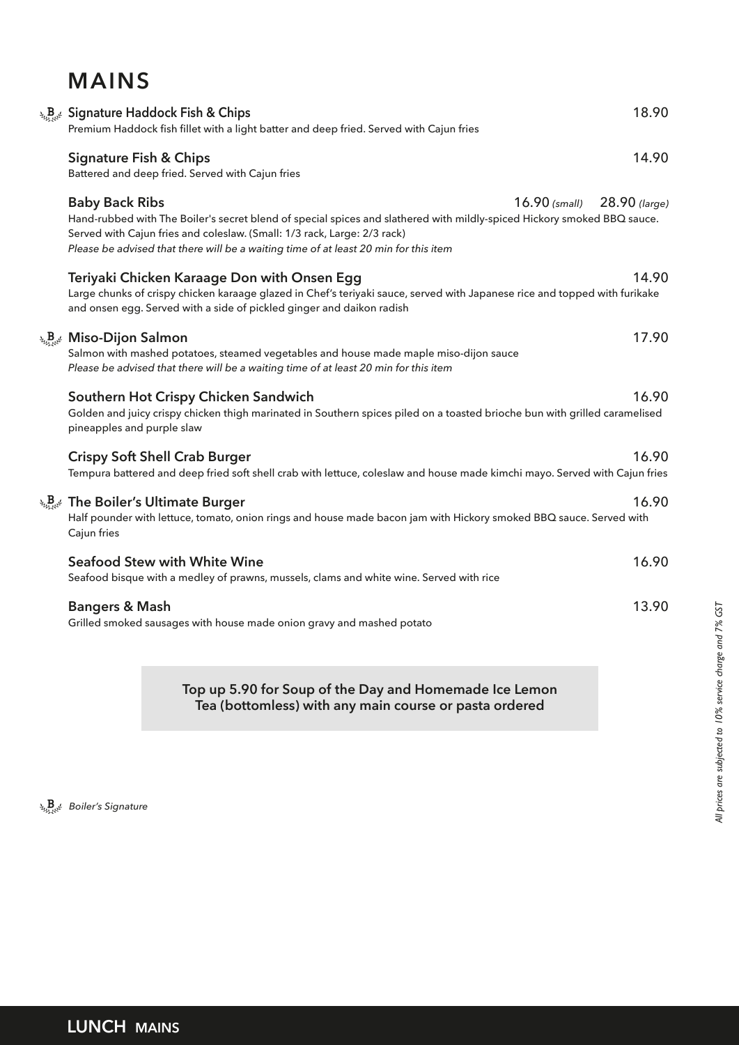# MAINS

### Signature Haddock Fish & Chips — 18.90
Premium Haddock fish fillet with a light batter and deep fried. Served with Cajun fries

### Signature Fish & Chips — 14.90
Battered and deep fried. Served with Cajun fries

### Baby Back Ribs — 16.90 *(small)* 28.90 *(large)*
Hand-rubbed with The Boiler's secret blend of special spices and slathered with mildly-spiced Hickory smoked BBQ sauce. Served with Cajun fries and coleslaw. (Small: 1/3 rack, Large: 2/3 rack)
*Please be advised that there will be a waiting time of at least 20 min for this item*

### Teriyaki Chicken Karaage Don with Onsen Egg — 14.90
Large chunks of crispy chicken karaage glazed in Chef's teriyaki sauce, served with Japanese rice and topped with furikake and onsen egg. Served with a side of pickled ginger and daikon radish

### Miso-Dijon Salmon — 17.90
Salmon with mashed potatoes, steamed vegetables and house made maple miso-dijon sauce
*Please be advised that there will be a waiting time of at least 20 min for this item*

### Southern Hot Crispy Chicken Sandwich — 16.90
Golden and juicy crispy chicken thigh marinated in Southern spices piled on a toasted brioche bun with grilled caramelised pineapples and purple slaw

### Crispy Soft Shell Crab Burger — 16.90
Tempura battered and deep fried soft shell crab with lettuce, coleslaw and house made kimchi mayo. Served with Cajun fries

### The Boiler's Ultimate Burger — 16.90
Half pounder with lettuce, tomato, onion rings and house made bacon jam with Hickory smoked BBQ sauce. Served with Cajun fries

### Seafood Stew with White Wine — 16.90
Seafood bisque with a medley of prawns, mussels, clams and white wine. Served with rice

### Bangers & Mash — 13.90
Grilled smoked sausages with house made onion gravy and mashed potato

**Top up 5.90 for Soup of the Day and Homemade Ice Lemon Tea (bottomless) with any main course or pasta ordered**

B *Boiler's Signature* (Signature Haddock Fish & Chips, Miso-Dijon Salmon, The Boiler's Ultimate Burger)

*All prices are subjected to 10% service charge and 7% GST*

**LUNCH MAINS**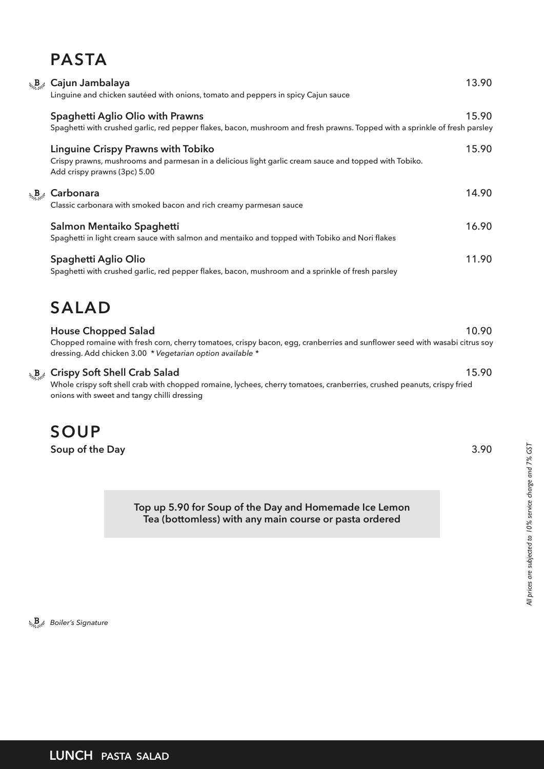## PASTA

**Cajun Jambalaya** ᴮ 13.90
Linguine and chicken sautéed with onions, tomato and peppers in spicy Cajun sauce

**Spaghetti Aglio Olio with Prawns** 15.90
Spaghetti with crushed garlic, red pepper flakes, bacon, mushroom and fresh prawns. Topped with a sprinkle of fresh parsley

**Linguine Crispy Prawns with Tobiko** 15.90
Crispy prawns, mushrooms and parmesan in a delicious light garlic cream sauce and topped with Tobiko.
Add crispy prawns (3pc) 5.00

**Carbonara** ᴮ 14.90
Classic carbonara with smoked bacon and rich creamy parmesan sauce

**Salmon Mentaiko Spaghetti** 16.90
Spaghetti in light cream sauce with salmon and mentaiko and topped with Tobiko and Nori flakes

**Spaghetti Aglio Olio** 11.90
Spaghetti with crushed garlic, red pepper flakes, bacon, mushroom and a sprinkle of fresh parsley

## SALAD

**House Chopped Salad** 10.90
Chopped romaine with fresh corn, cherry tomatoes, crispy bacon, egg, cranberries and sunflower seed with wasabi citrus soy dressing. Add chicken 3.00 *Vegetarian option available*

**Crispy Soft Shell Crab Salad** ᴮ 15.90
Whole crispy soft shell crab with chopped romaine, lychees, cherry tomatoes, cranberries, crushed peanuts, crispy fried onions with sweet and tangy chilli dressing

## SOUP

**Soup of the Day** 3.90

**Top up 5.90 for Soup of the Day and Homemade Ice Lemon Tea (bottomless) with any main course or pasta ordered**

*All prices are subjected to 10% service charge and 7% GST*

ᴮ *Boiler's Signature*

**LUNCH** PASTA SALAD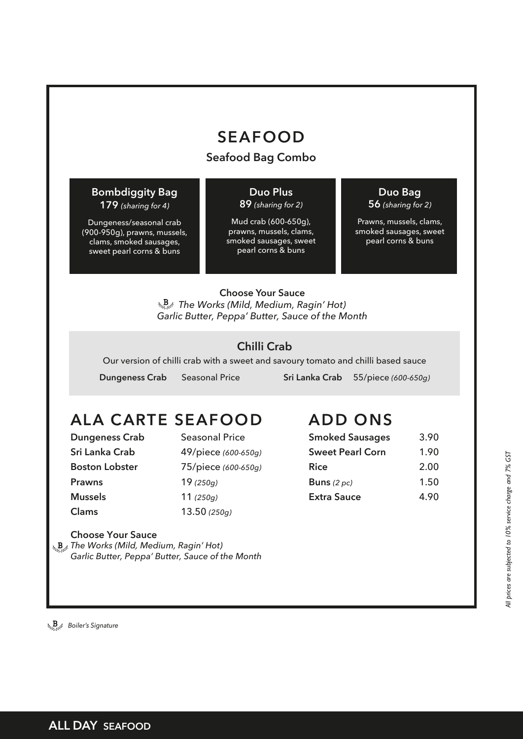# SEAFOOD

## Seafood Bag Combo

### Bombdiggity Bag
**179** *(sharing for 4)*

Dungeness/seasonal crab (900-950g), prawns, mussels, clams, smoked sausages, sweet pearl corns & buns

### Duo Plus
**89** *(sharing for 2)*

Mud crab (600-650g), prawns, mussels, clams, smoked sausages, sweet pearl corns & buns

### Duo Bag
**56** *(sharing for 2)*

Prawns, mussels, clams, smoked sausages, sweet pearl corns & buns

**Choose Your Sauce**

*The Works (Mild, Medium, Ragin' Hot)*

*Garlic Butter, Peppa' Butter, Sauce of the Month*

## Chilli Crab

Our version of chilli crab with a sweet and savoury tomato and chilli based sauce

| | |
|---|---|
| **Dungeness Crab** | Seasonal Price |
| **Sri Lanka Crab** | 55/piece *(600-650g)* |

# ALA CARTE SEAFOOD

| | |
|---|---|
| **Dungeness Crab** | Seasonal Price |
| **Sri Lanka Crab** | 49/piece *(600-650g)* |
| **Boston Lobster** | 75/piece *(600-650g)* |
| **Prawns** | 19 *(250g)* |
| **Mussels** | 11 *(250g)* |
| **Clams** | 13.50 *(250g)* |

**Choose Your Sauce**

*The Works (Mild, Medium, Ragin' Hot)*

*Garlic Butter, Peppa' Butter, Sauce of the Month*

# ADD ONS

| | |
|---|---|
| **Smoked Sausages** | 3.90 |
| **Sweet Pearl Corn** | 1.90 |
| **Rice** | 2.00 |
| **Buns** *(2 pc)* | 1.50 |
| **Extra Sauce** | 4.90 |

*All prices are subjected to 10% service charge and 7% GST*

*Boiler's Signature*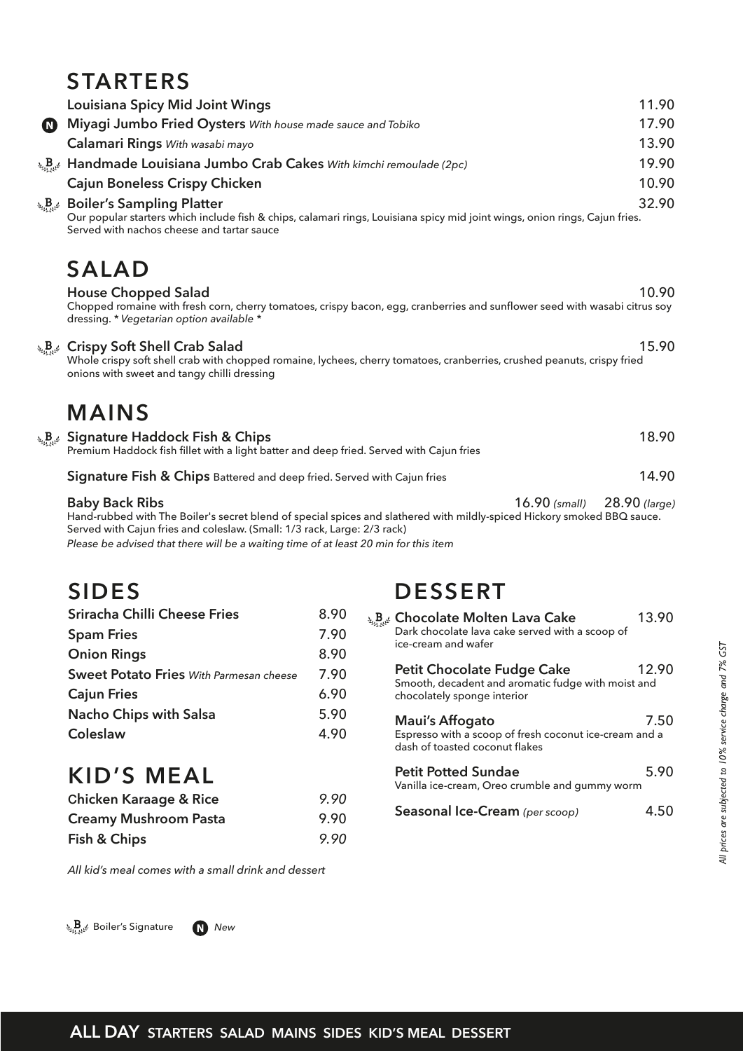## STARTERS

**Louisiana Spicy Mid Joint Wings** 11.90

(N) **Miyagi Jumbo Fried Oysters** *With house made sauce and Tobiko* 17.90

**Calamari Rings** *With wasabi mayo* 13.90

(B) **Handmade Louisiana Jumbo Crab Cakes** *With kimchi remoulade (2pc)* 19.90

**Cajun Boneless Crispy Chicken** 10.90

(B) **Boiler's Sampling Platter** 32.90
Our popular starters which include fish & chips, calamari rings, Louisiana spicy mid joint wings, onion rings, Cajun fries. Served with nachos cheese and tartar sauce

## SALAD

**House Chopped Salad** 10.90
Chopped romaine with fresh corn, cherry tomatoes, crispy bacon, egg, cranberries and sunflower seed with wasabi citrus soy dressing. *\* Vegetarian option available \**

(B) **Crispy Soft Shell Crab Salad** 15.90
Whole crispy soft shell crab with chopped romaine, lychees, cherry tomatoes, cranberries, crushed peanuts, crispy fried onions with sweet and tangy chilli dressing

## MAINS

(B) **Signature Haddock Fish & Chips** 18.90
Premium Haddock fish fillet with a light batter and deep fried. Served with Cajun fries

**Signature Fish & Chips** Battered and deep fried. Served with Cajun fries 14.90

**Baby Back Ribs** 16.90 *(small)* 28.90 *(large)*
Hand-rubbed with The Boiler's secret blend of special spices and slathered with mildly-spiced Hickory smoked BBQ sauce. Served with Cajun fries and coleslaw. (Small: 1/3 rack, Large: 2/3 rack)
*Please be advised that there will be a waiting time of at least 20 min for this item*

## SIDES

| Item | Price |
|---|---|
| Sriracha Chilli Cheese Fries | 8.90 |
| Spam Fries | 7.90 |
| Onion Rings | 8.90 |
| Sweet Potato Fries *With Parmesan cheese* | 7.90 |
| Cajun Fries | 6.90 |
| Nacho Chips with Salsa | 5.90 |
| Coleslaw | 4.90 |

## KID'S MEAL

| Item | Price |
|---|---|
| Chicken Karaage & Rice | *9.90* |
| Creamy Mushroom Pasta | 9.90 |
| Fish & Chips | *9.90* |

*All kid's meal comes with a small drink and dessert*

## DESSERT

(B) **Chocolate Molten Lava Cake** 13.90
Dark chocolate lava cake served with a scoop of ice-cream and wafer

**Petit Chocolate Fudge Cake** 12.90
Smooth, decadent and aromatic fudge with moist and chocolately sponge interior

**Maui's Affogato** 7.50
Espresso with a scoop of fresh coconut ice-cream and a dash of toasted coconut flakes

**Petit Potted Sundae** 5.90
Vanilla ice-cream, Oreo crumble and gummy worm

**Seasonal Ice-Cream** *(per scoop)* 4.50

(B) Boiler's Signature (N) *New*

*All prices are subjected to 10% service charge and 7% GST*

**ALL DAY** STARTERS SALAD MAINS SIDES KID'S MEAL DESSERT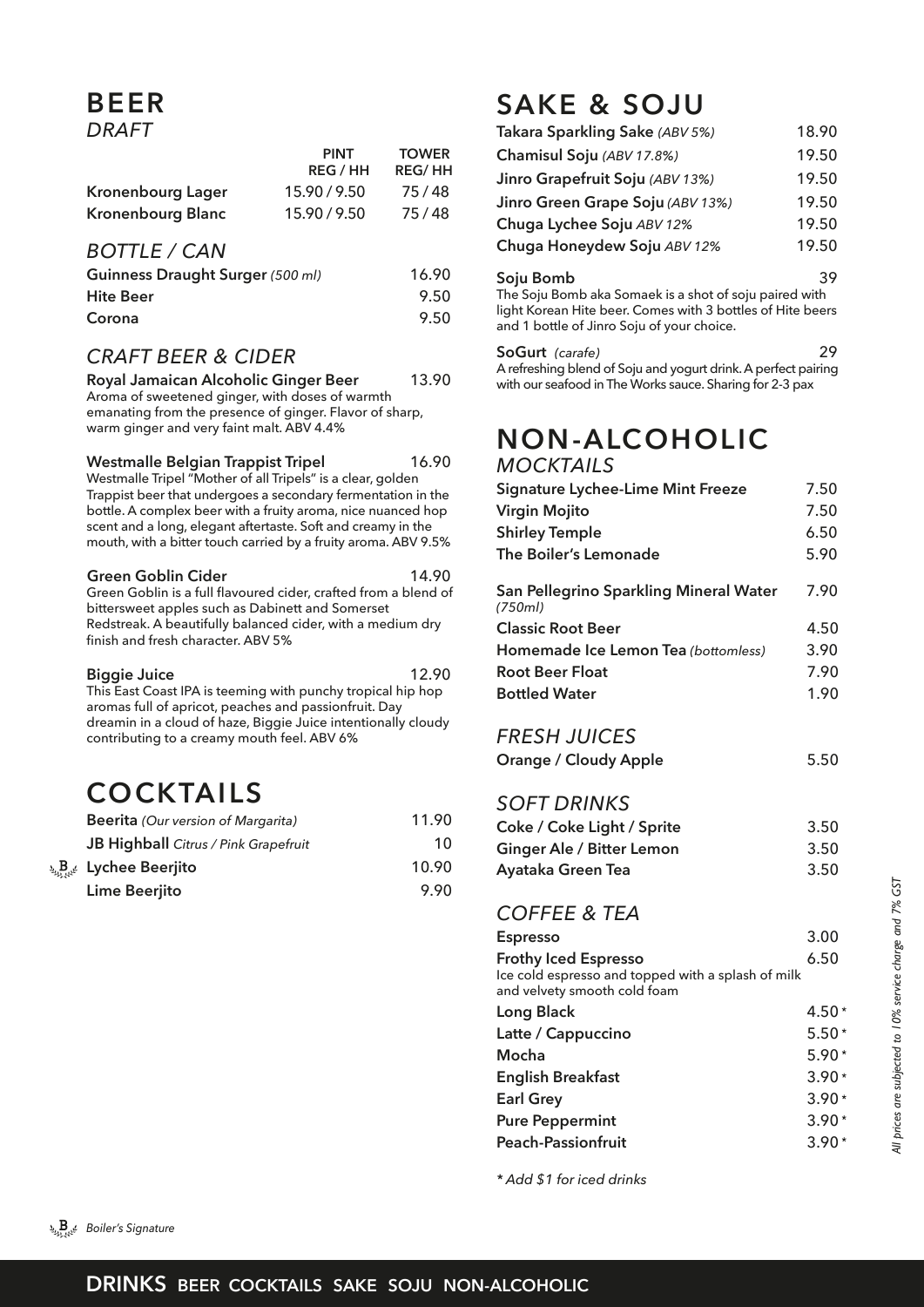# BEER

## *DRAFT*

| | PINT REG / HH | TOWER REG/ HH |
|---|---|---|
| **Kronenbourg Lager** | 15.90 / 9.50 | 75 / 48 |
| **Kronenbourg Blanc** | 15.90 / 9.50 | 75 / 48 |

## *BOTTLE / CAN*

| | |
|---|---|
| **Guinness Draught Surger** *(500 ml)* | 16.90 |
| **Hite Beer** | 9.50 |
| **Corona** | 9.50 |

## *CRAFT BEER & CIDER*

**Royal Jamaican Alcoholic Ginger Beer** 13.90
Aroma of sweetened ginger, with doses of warmth emanating from the presence of ginger. Flavor of sharp, warm ginger and very faint malt. ABV 4.4%

**Westmalle Belgian Trappist Tripel** 16.90
Westmalle Tripel "Mother of all Tripels" is a clear, golden Trappist beer that undergoes a secondary fermentation in the bottle. A complex beer with a fruity aroma, nice nuanced hop scent and a long, elegant aftertaste. Soft and creamy in the mouth, with a bitter touch carried by a fruity aroma. ABV 9.5%

**Green Goblin Cider** 14.90
Green Goblin is a full flavoured cider, crafted from a blend of bittersweet apples such as Dabinett and Somerset Redstreak. A beautifully balanced cider, with a medium dry finish and fresh character. ABV 5%

**Biggie Juice** 12.90
This East Coast IPA is teeming with punchy tropical hip hop aromas full of apricot, peaches and passionfruit. Day dreamin in a cloud of haze, Biggie Juice intentionally cloudy contributing to a creamy mouth feel. ABV 6%

# COCKTAILS

| | |
|---|---|
| **Beerita** *(Our version of Margarita)* | 11.90 |
| **JB Highball** *Citrus / Pink Grapefruit* | 10 |
| **Lychee Beerjito** (Boiler's Signature) | 10.90 |
| **Lime Beerjito** | 9.90 |

# SAKE & SOJU

| | |
|---|---|
| **Takara Sparkling Sake** *(ABV 5%)* | 18.90 |
| **Chamisul Soju** *(ABV 17.8%)* | 19.50 |
| **Jinro Grapefruit Soju** *(ABV 13%)* | 19.50 |
| **Jinro Green Grape Soju** *(ABV 13%)* | 19.50 |
| **Chuga Lychee Soju** *ABV 12%* | 19.50 |
| **Chuga Honeydew Soju** *ABV 12%* | 19.50 |

**Soju Bomb** 39
The Soju Bomb aka Somaek is a shot of soju paired with light Korean Hite beer. Comes with 3 bottles of Hite beers and 1 bottle of Jinro Soju of your choice.

**SoGurt** *(carafe)* 29
A refreshing blend of Soju and yogurt drink. A perfect pairing with our seafood in The Works sauce. Sharing for 2-3 pax

# NON-ALCOHOLIC

## *MOCKTAILS*

| | |
|---|---|
| **Signature Lychee-Lime Mint Freeze** | 7.50 |
| **Virgin Mojito** | 7.50 |
| **Shirley Temple** | 6.50 |
| **The Boiler's Lemonade** | 5.90 |
| **San Pellegrino Sparkling Mineral Water** *(750ml)* | 7.90 |
| **Classic Root Beer** | 4.50 |
| **Homemade Ice Lemon Tea** *(bottomless)* | 3.90 |
| **Root Beer Float** | 7.90 |
| **Bottled Water** | 1.90 |

## *FRESH JUICES*

| | |
|---|---|
| **Orange / Cloudy Apple** | 5.50 |

## *SOFT DRINKS*

| | |
|---|---|
| **Coke / Coke Light / Sprite** | 3.50 |
| **Ginger Ale / Bitter Lemon** | 3.50 |
| **Ayataka Green Tea** | 3.50 |

## *COFFEE & TEA*

| | |
|---|---|
| **Espresso** | 3.00 |
| **Frothy Iced Espresso** Ice cold espresso and topped with a splash of milk and velvety smooth cold foam | 6.50 |
| **Long Black** | 4.50* |
| **Latte / Cappuccino** | 5.50* |
| **Mocha** | 5.90* |
| **English Breakfast** | 3.90* |
| **Earl Grey** | 3.90* |
| **Pure Peppermint** | 3.90* |
| **Peach-Passionfruit** | 3.90* |

*\* Add $1 for iced drinks*

*All prices are subjected to 10% service charge and 7% GST*

B *Boiler's Signature*

**DRINKS** BEER COCKTAILS SAKE SOJU NON-ALCOHOLIC